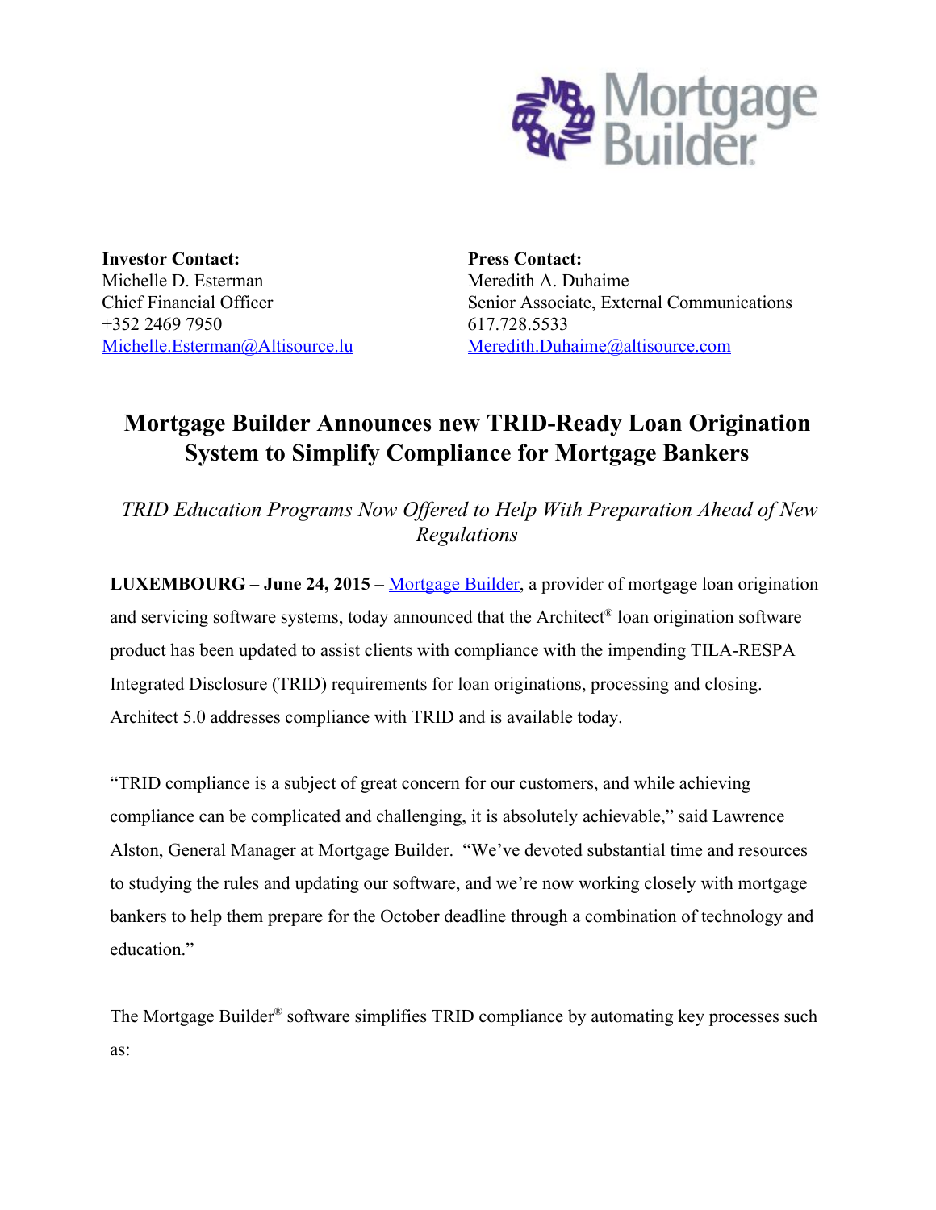Mortgage Builder

**Investor Contact:**
Michelle D. Esterman
Chief Financial Officer
+352 2469 7950
Michelle.Esterman@Altisource.lu

**Press Contact:**
Meredith A. Duhaime
Senior Associate, External Communications
617.728.5533
Meredith.Duhaime@altisource.com

# Mortgage Builder Announces new TRID-Ready Loan Origination System to Simplify Compliance for Mortgage Bankers

*TRID Education Programs Now Offered to Help With Preparation Ahead of New Regulations*

**LUXEMBOURG – June 24, 2015** – Mortgage Builder, a provider of mortgage loan origination and servicing software systems, today announced that the Architect® loan origination software product has been updated to assist clients with compliance with the impending TILA-RESPA Integrated Disclosure (TRID) requirements for loan originations, processing and closing. Architect 5.0 addresses compliance with TRID and is available today.

"TRID compliance is a subject of great concern for our customers, and while achieving compliance can be complicated and challenging, it is absolutely achievable," said Lawrence Alston, General Manager at Mortgage Builder. "We've devoted substantial time and resources to studying the rules and updating our software, and we're now working closely with mortgage bankers to help them prepare for the October deadline through a combination of technology and education."

The Mortgage Builder® software simplifies TRID compliance by automating key processes such as: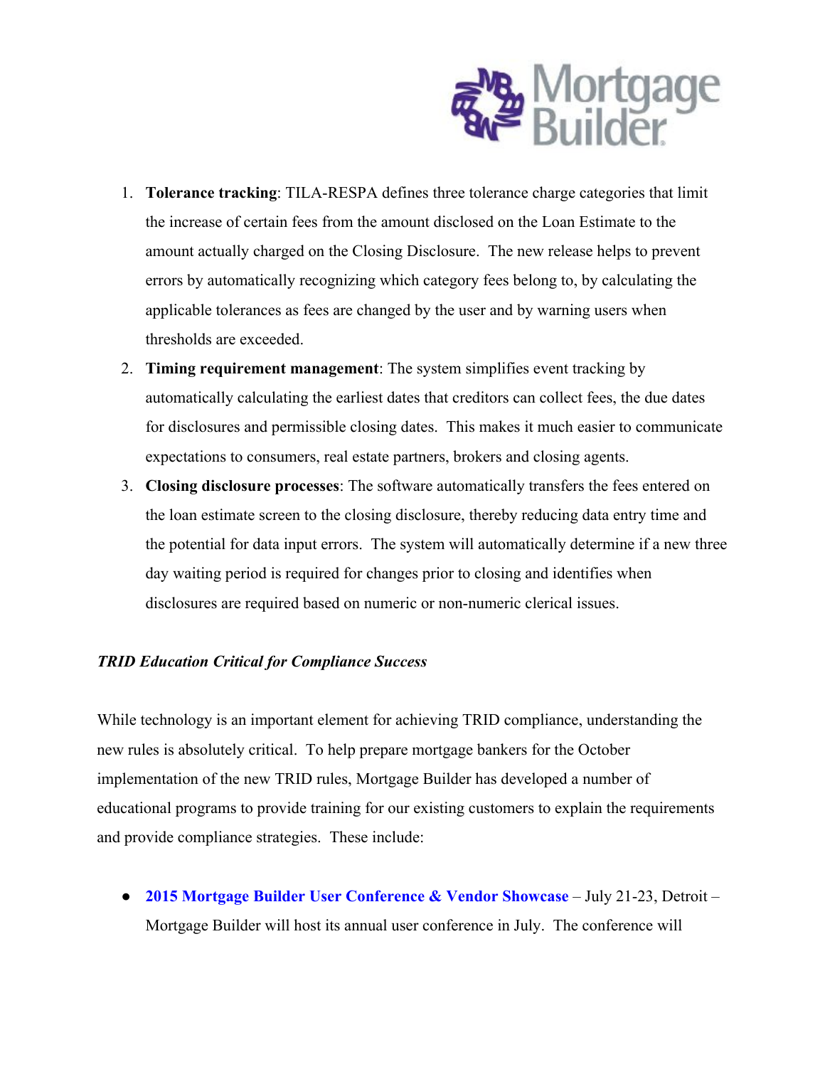1. **Tolerance tracking**: TILA-RESPA defines three tolerance charge categories that limit the increase of certain fees from the amount disclosed on the Loan Estimate to the amount actually charged on the Closing Disclosure. The new release helps to prevent errors by automatically recognizing which category fees belong to, by calculating the applicable tolerances as fees are changed by the user and by warning users when thresholds are exceeded.
2. **Timing requirement management**: The system simplifies event tracking by automatically calculating the earliest dates that creditors can collect fees, the due dates for disclosures and permissible closing dates. This makes it much easier to communicate expectations to consumers, real estate partners, brokers and closing agents.
3. **Closing disclosure processes**: The software automatically transfers the fees entered on the loan estimate screen to the closing disclosure, thereby reducing data entry time and the potential for data input errors. The system will automatically determine if a new three day waiting period is required for changes prior to closing and identifies when disclosures are required based on numeric or non-numeric clerical issues.

***TRID Education Critical for Compliance Success***

While technology is an important element for achieving TRID compliance, understanding the new rules is absolutely critical. To help prepare mortgage bankers for the October implementation of the new TRID rules, Mortgage Builder has developed a number of educational programs to provide training for our existing customers to explain the requirements and provide compliance strategies. These include:

- **2015 Mortgage Builder User Conference & Vendor Showcase** – July 21-23, Detroit – Mortgage Builder will host its annual user conference in July. The conference will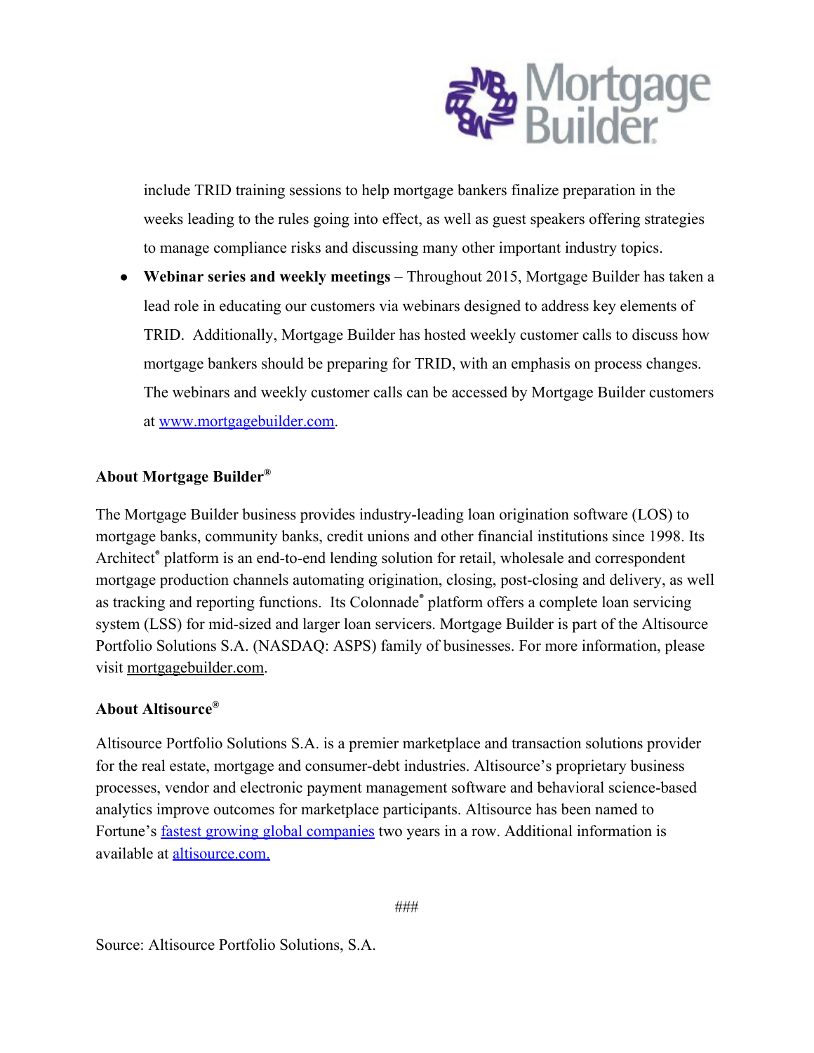include TRID training sessions to help mortgage bankers finalize preparation in the weeks leading to the rules going into effect, as well as guest speakers offering strategies to manage compliance risks and discussing many other important industry topics.

- **Webinar series and weekly meetings** – Throughout 2015, Mortgage Builder has taken a lead role in educating our customers via webinars designed to address key elements of TRID. Additionally, Mortgage Builder has hosted weekly customer calls to discuss how mortgage bankers should be preparing for TRID, with an emphasis on process changes. The webinars and weekly customer calls can be accessed by Mortgage Builder customers at www.mortgagebuilder.com.

**About Mortgage Builder®**

The Mortgage Builder business provides industry-leading loan origination software (LOS) to mortgage banks, community banks, credit unions and other financial institutions since 1998. Its Architect® platform is an end-to-end lending solution for retail, wholesale and correspondent mortgage production channels automating origination, closing, post-closing and delivery, as well as tracking and reporting functions. Its Colonnade® platform offers a complete loan servicing system (LSS) for mid-sized and larger loan servicers. Mortgage Builder is part of the Altisource Portfolio Solutions S.A. (NASDAQ: ASPS) family of businesses. For more information, please visit mortgagebuilder.com.

**About Altisource®**

Altisource Portfolio Solutions S.A. is a premier marketplace and transaction solutions provider for the real estate, mortgage and consumer-debt industries. Altisource's proprietary business processes, vendor and electronic payment management software and behavioral science-based analytics improve outcomes for marketplace participants. Altisource has been named to Fortune's fastest growing global companies two years in a row. Additional information is available at altisource.com.

###

Source: Altisource Portfolio Solutions, S.A.